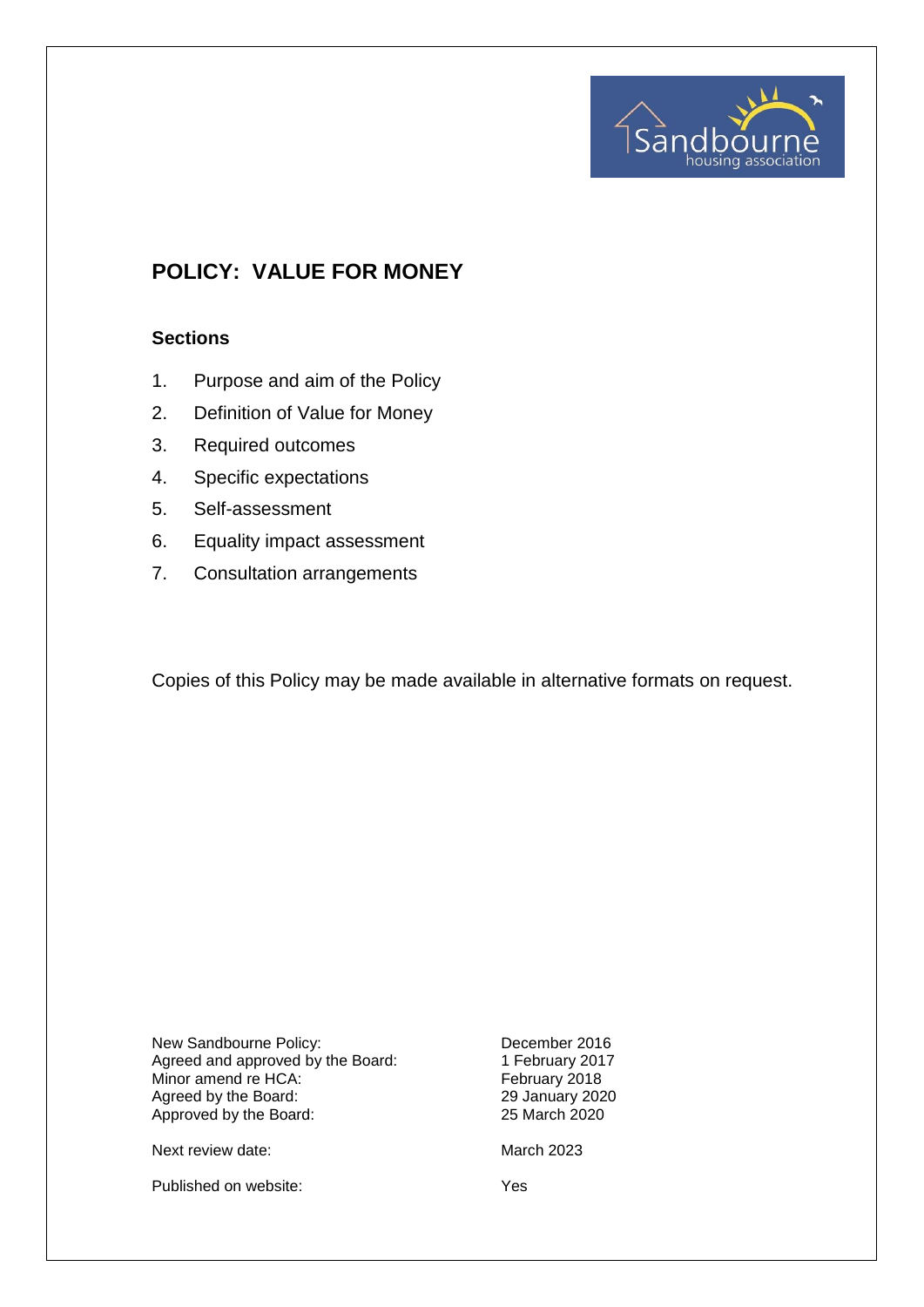Sandbourne housing association

# POLICY: VALUE FOR MONEY

## Sections

1. Purpose and aim of the Policy
2. Definition of Value for Money
3. Required outcomes
4. Specific expectations
5. Self-assessment
6. Equality impact assessment
7. Consultation arrangements

Copies of this Policy may be made available in alternative formats on request.

| | |
|---|---|
| New Sandbourne Policy: | December 2016 |
| Agreed and approved by the Board: | 1 February 2017 |
| Minor amend re HCA: | February 2018 |
| Agreed by the Board: | 29 January 2020 |
| Approved by the Board: | 25 March 2020 |
| Next review date: | March 2023 |
| Published on website: | Yes |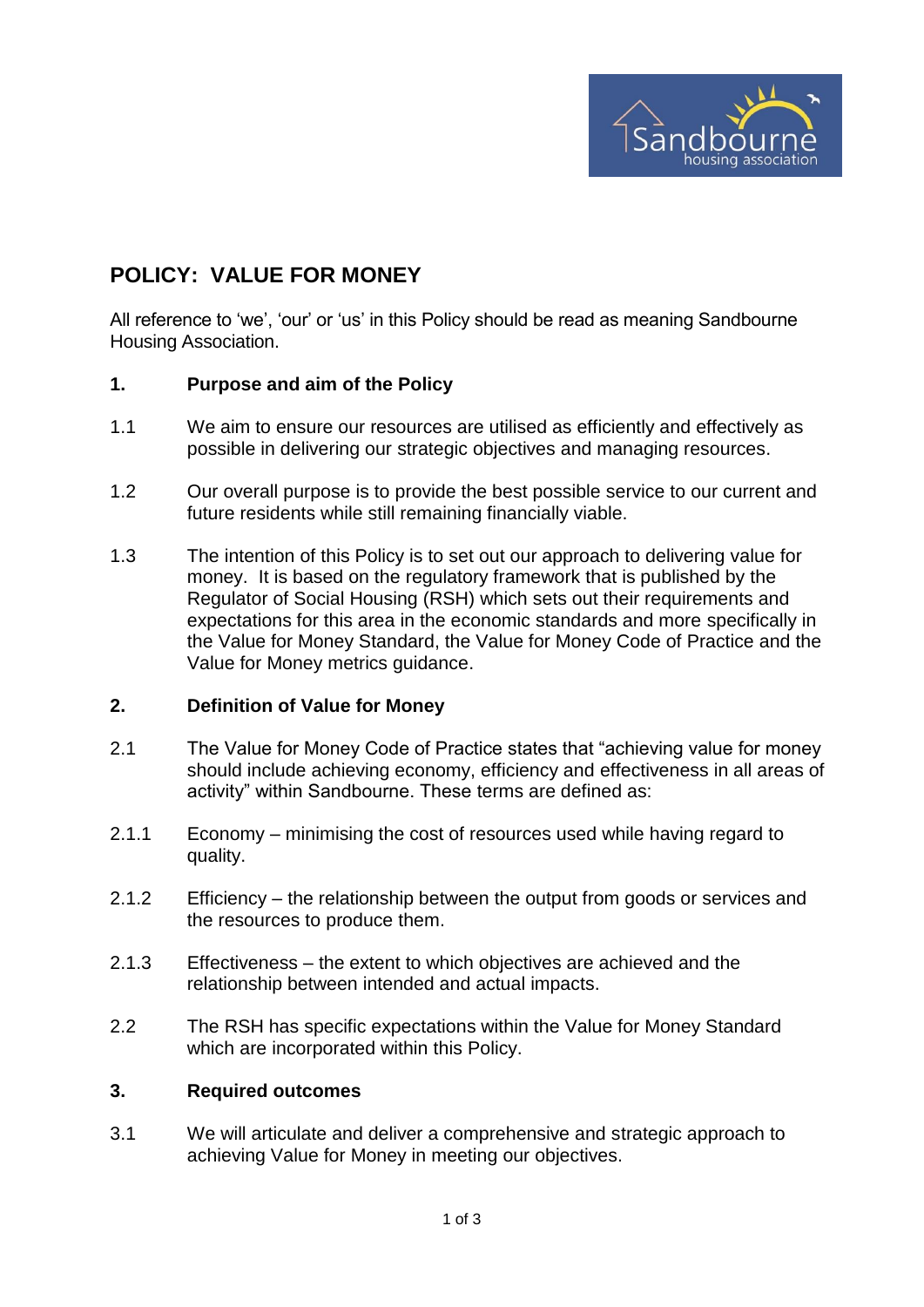# POLICY: VALUE FOR MONEY

All reference to 'we', 'our' or 'us' in this Policy should be read as meaning Sandbourne Housing Association.

## 1. Purpose and aim of the Policy

1.1 We aim to ensure our resources are utilised as efficiently and effectively as possible in delivering our strategic objectives and managing resources.

1.2 Our overall purpose is to provide the best possible service to our current and future residents while still remaining financially viable.

1.3 The intention of this Policy is to set out our approach to delivering value for money. It is based on the regulatory framework that is published by the Regulator of Social Housing (RSH) which sets out their requirements and expectations for this area in the economic standards and more specifically in the Value for Money Standard, the Value for Money Code of Practice and the Value for Money metrics guidance.

## 2. Definition of Value for Money

2.1 The Value for Money Code of Practice states that "achieving value for money should include achieving economy, efficiency and effectiveness in all areas of activity" within Sandbourne. These terms are defined as:

2.1.1 Economy – minimising the cost of resources used while having regard to quality.

2.1.2 Efficiency – the relationship between the output from goods or services and the resources to produce them.

2.1.3 Effectiveness – the extent to which objectives are achieved and the relationship between intended and actual impacts.

2.2 The RSH has specific expectations within the Value for Money Standard which are incorporated within this Policy.

## 3. Required outcomes

3.1 We will articulate and deliver a comprehensive and strategic approach to achieving Value for Money in meeting our objectives.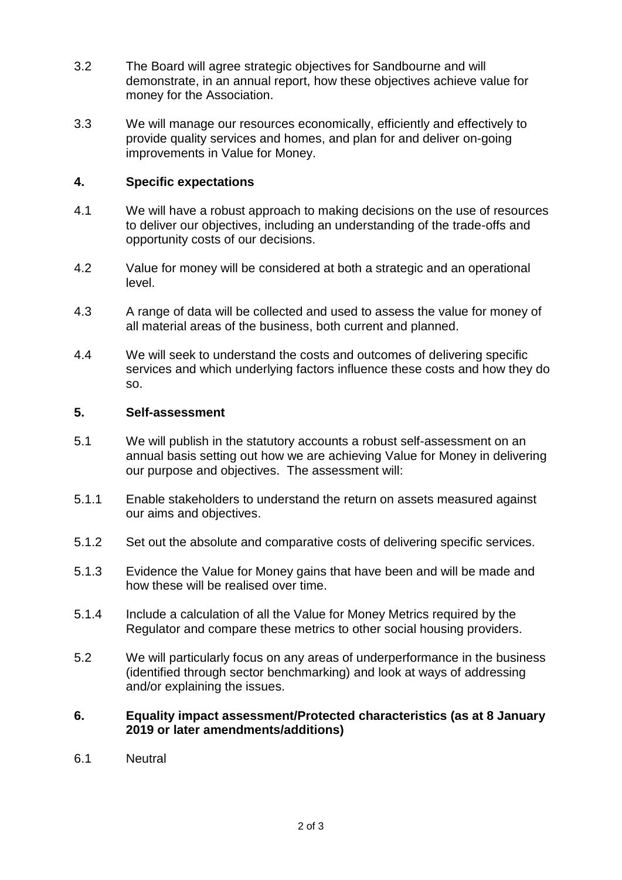3.2 The Board will agree strategic objectives for Sandbourne and will demonstrate, in an annual report, how these objectives achieve value for money for the Association.

3.3 We will manage our resources economically, efficiently and effectively to provide quality services and homes, and plan for and deliver on-going improvements in Value for Money.

## 4. Specific expectations

4.1 We will have a robust approach to making decisions on the use of resources to deliver our objectives, including an understanding of the trade-offs and opportunity costs of our decisions.

4.2 Value for money will be considered at both a strategic and an operational level.

4.3 A range of data will be collected and used to assess the value for money of all material areas of the business, both current and planned.

4.4 We will seek to understand the costs and outcomes of delivering specific services and which underlying factors influence these costs and how they do so.

## 5. Self-assessment

5.1 We will publish in the statutory accounts a robust self-assessment on an annual basis setting out how we are achieving Value for Money in delivering our purpose and objectives. The assessment will:

5.1.1 Enable stakeholders to understand the return on assets measured against our aims and objectives.

5.1.2 Set out the absolute and comparative costs of delivering specific services.

5.1.3 Evidence the Value for Money gains that have been and will be made and how these will be realised over time.

5.1.4 Include a calculation of all the Value for Money Metrics required by the Regulator and compare these metrics to other social housing providers.

5.2 We will particularly focus on any areas of underperformance in the business (identified through sector benchmarking) and look at ways of addressing and/or explaining the issues.

## 6. Equality impact assessment/Protected characteristics (as at 8 January 2019 or later amendments/additions)

6.1 Neutral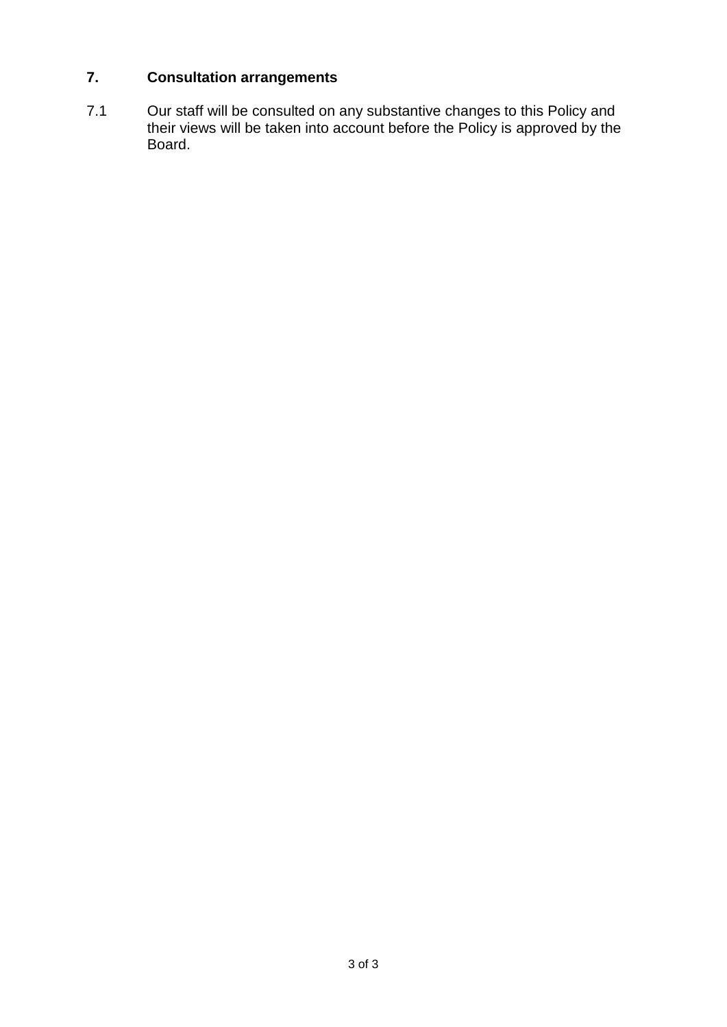## 7. Consultation arrangements

7.1 Our staff will be consulted on any substantive changes to this Policy and their views will be taken into account before the Policy is approved by the Board.